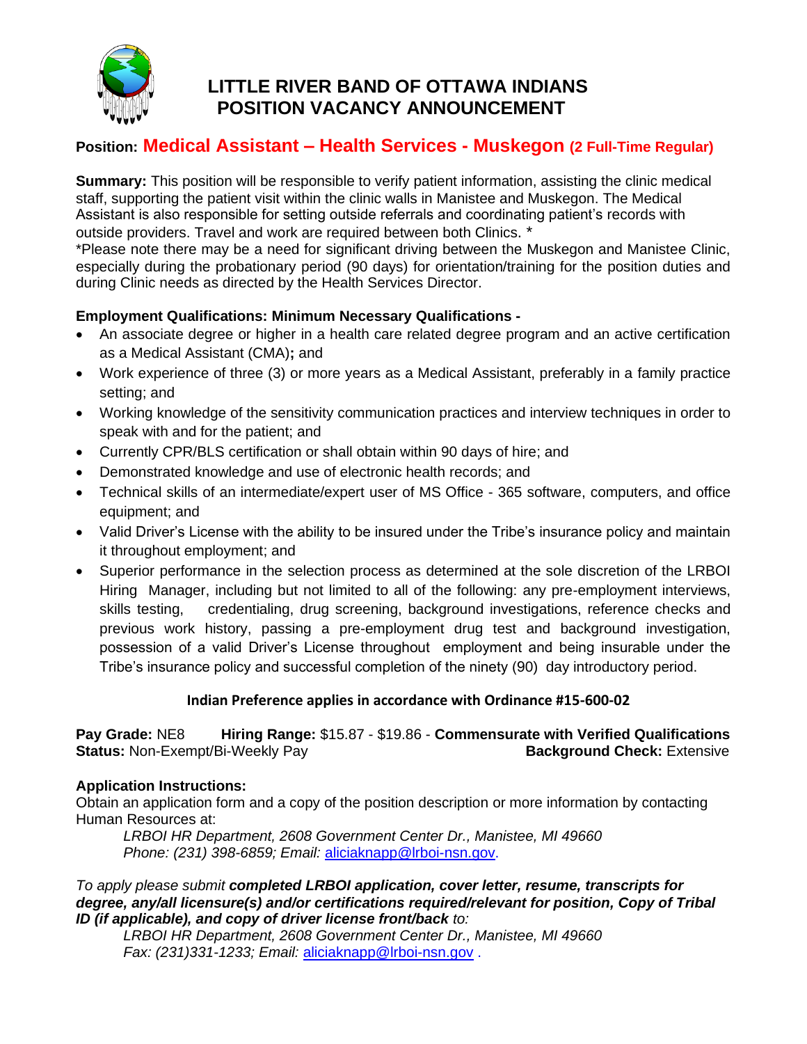# LITTLE RIVER BAND OF OTTAWA INDIANS
# POSITION VACANCY ANNOUNCEMENT

**Position: Medical Assistant – Health Services - Muskegon (2 Full-Time Regular)**

**Summary:** This position will be responsible to verify patient information, assisting the clinic medical staff, supporting the patient visit within the clinic walls in Manistee and Muskegon. The Medical Assistant is also responsible for setting outside referrals and coordinating patient's records with outside providers. Travel and work are required between both Clinics. *

*Please note there may be a need for significant driving between the Muskegon and Manistee Clinic, especially during the probationary period (90 days) for orientation/training for the position duties and during Clinic needs as directed by the Health Services Director.

**Employment Qualifications: Minimum Necessary Qualifications -**

- An associate degree or higher in a health care related degree program and an active certification as a Medical Assistant (CMA)**;** and
- Work experience of three (3) or more years as a Medical Assistant, preferably in a family practice setting; and
- Working knowledge of the sensitivity communication practices and interview techniques in order to speak with and for the patient; and
- Currently CPR/BLS certification or shall obtain within 90 days of hire; and
- Demonstrated knowledge and use of electronic health records; and
- Technical skills of an intermediate/expert user of MS Office - 365 software, computers, and office equipment; and
- Valid Driver's License with the ability to be insured under the Tribe's insurance policy and maintain it throughout employment; and
- Superior performance in the selection process as determined at the sole discretion of the LRBOI Hiring Manager, including but not limited to all of the following: any pre-employment interviews, skills testing, credentialing, drug screening, background investigations, reference checks and previous work history, passing a pre-employment drug test and background investigation, possession of a valid Driver's License throughout employment and being insurable under the Tribe's insurance policy and successful completion of the ninety (90) day introductory period.

**Indian Preference applies in accordance with Ordinance #15-600-02**

**Pay Grade:** NE8 **Hiring Range:** $15.87 - $19.86 - **Commensurate with Verified Qualifications**
**Status:** Non-Exempt/Bi-Weekly Pay **Background Check:** Extensive

**Application Instructions:**
Obtain an application form and a copy of the position description or more information by contacting Human Resources at:

*LRBOI HR Department, 2608 Government Center Dr., Manistee, MI 49660*
*Phone: (231) 398-6859; Email:* aliciaknapp@lrboi-nsn.gov.

*To apply please submit* ***completed LRBOI application, cover letter, resume, transcripts for degree, any/all licensure(s) and/or certifications required/relevant for position, Copy of Tribal ID (if applicable), and copy of driver license front/back*** *to:*

*LRBOI HR Department, 2608 Government Center Dr., Manistee, MI 49660*
*Fax: (231)331-1233; Email:* aliciaknapp@lrboi-nsn.gov .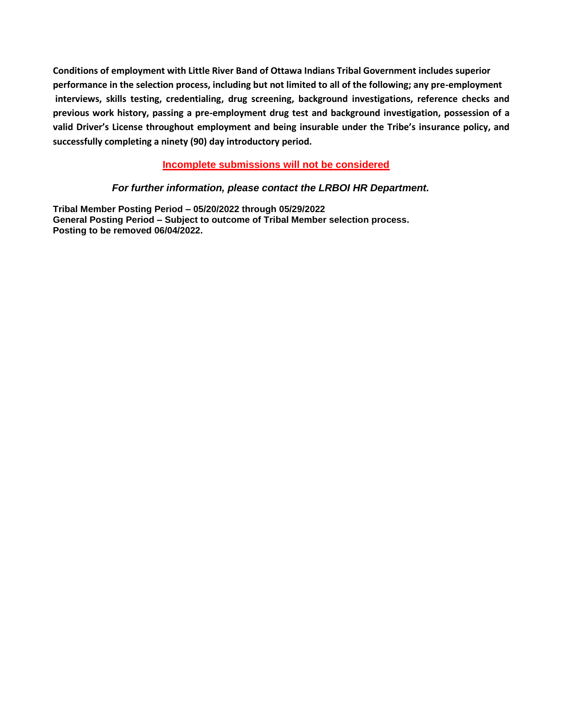**Conditions of employment with Little River Band of Ottawa Indians Tribal Government includes superior performance in the selection process, including but not limited to all of the following; any pre-employment interviews, skills testing, credentialing, drug screening, background investigations, reference checks and previous work history, passing a pre-employment drug test and background investigation, possession of a valid Driver's License throughout employment and being insurable under the Tribe's insurance policy, and successfully completing a ninety (90) day introductory period.**

**Incomplete submissions will not be considered**

***For further information, please contact the LRBOI HR Department.***

**Tribal Member Posting Period – 05/20/2022 through 05/29/2022**
**General Posting Period – Subject to outcome of Tribal Member selection process.**
**Posting to be removed 06/04/2022.**